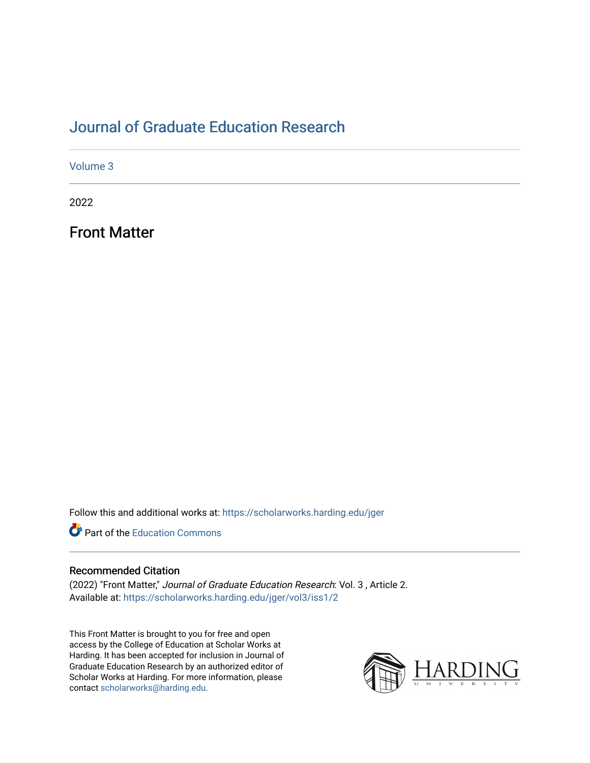# Journal of Graduate Education Research

Volume 3

2022

## Front Matter

Follow this and additional works at: https://scholarworks.harding.edu/jger

Part of the Education Commons

### Recommended Citation

(2022) "Front Matter," *Journal of Graduate Education Research*: Vol. 3 , Article 2.
Available at: https://scholarworks.harding.edu/jger/vol3/iss1/2

This Front Matter is brought to you for free and open access by the College of Education at Scholar Works at Harding. It has been accepted for inclusion in Journal of Graduate Education Research by an authorized editor of Scholar Works at Harding. For more information, please contact scholarworks@harding.edu.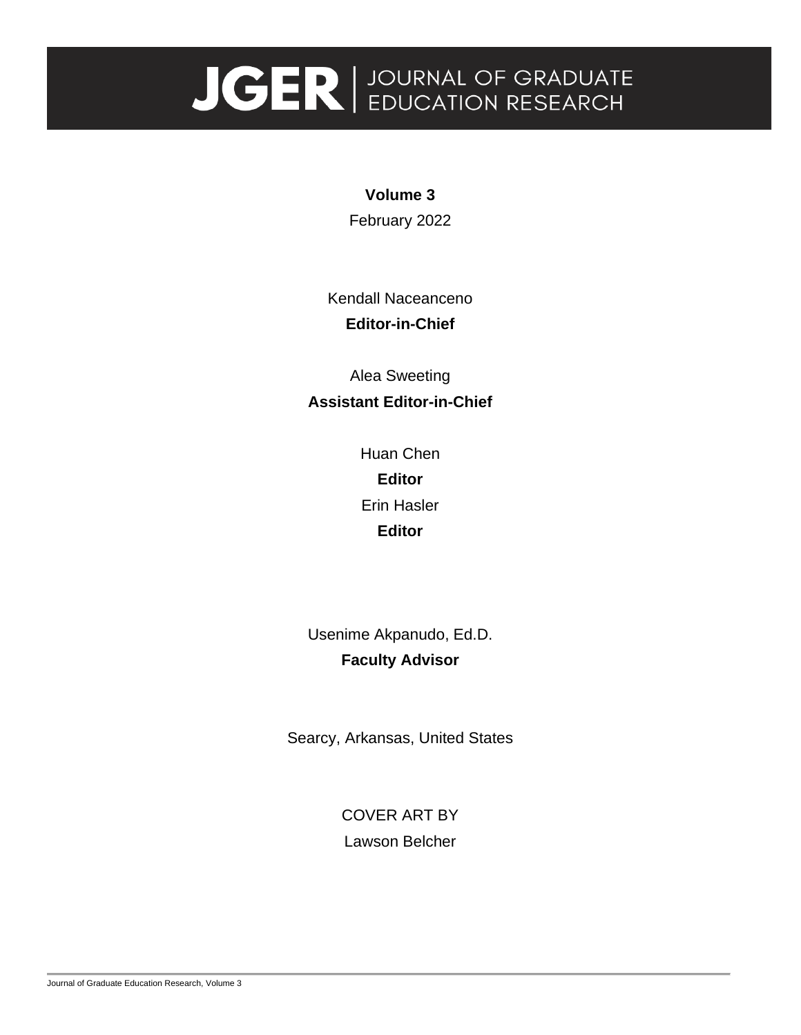# JGER | JOURNAL OF GRADUATE EDUCATION RESEARCH

**Volume 3**

February 2022

Kendall Naceanceno

**Editor-in-Chief**

Alea Sweeting

**Assistant Editor-in-Chief**

Huan Chen

**Editor**

Erin Hasler

**Editor**

Usenime Akpanudo, Ed.D.

**Faculty Advisor**

Searcy, Arkansas, United States

COVER ART BY

Lawson Belcher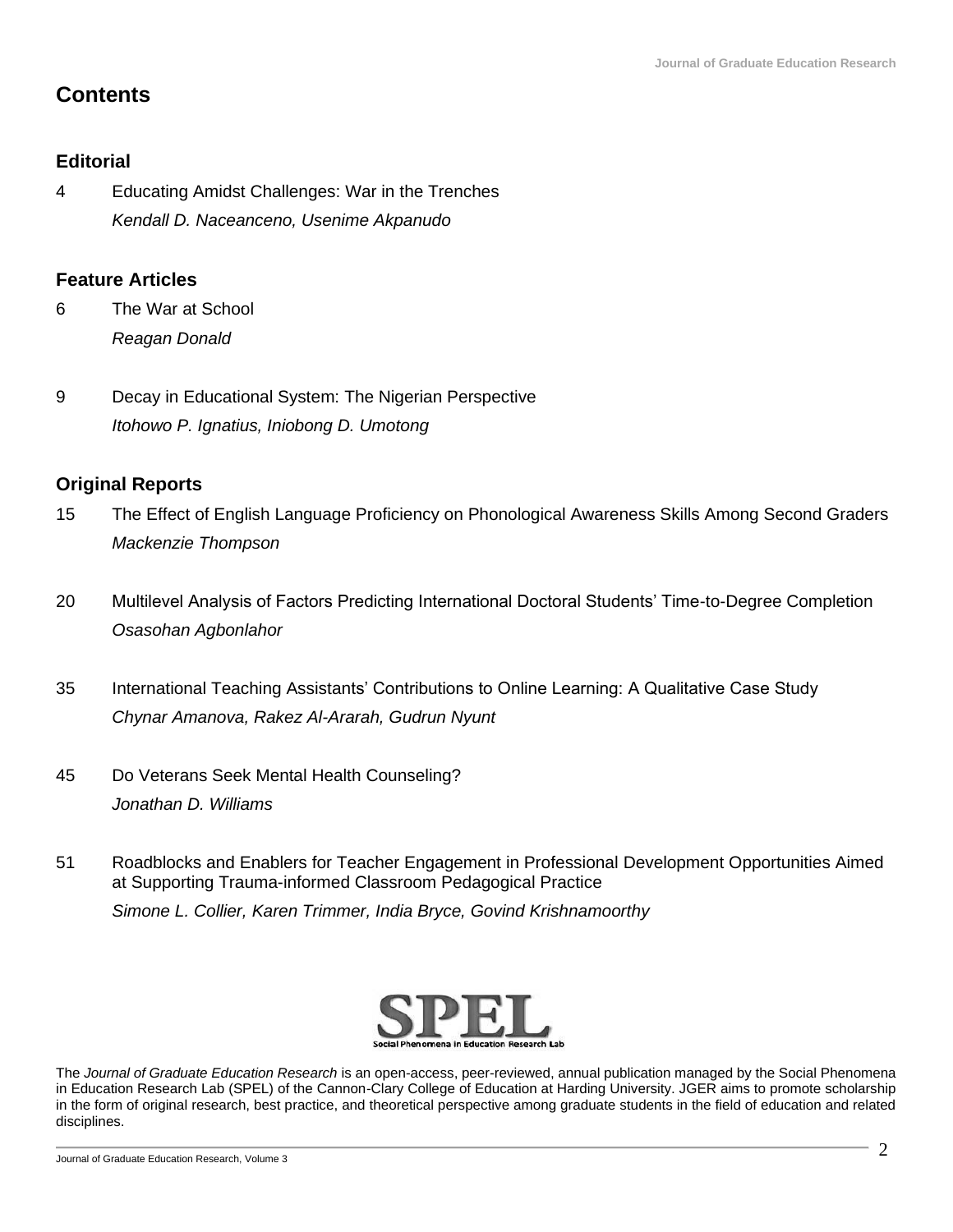# Contents

## Editorial

4 Educating Amidst Challenges: War in the Trenches
*Kendall D. Naceanceno, Usenime Akpanudo*

## Feature Articles

6 The War at School
*Reagan Donald*

9 Decay in Educational System: The Nigerian Perspective
*Itohowo P. Ignatius, Iniobong D. Umotong*

## Original Reports

15 The Effect of English Language Proficiency on Phonological Awareness Skills Among Second Graders
*Mackenzie Thompson*

20 Multilevel Analysis of Factors Predicting International Doctoral Students' Time-to-Degree Completion
*Osasohan Agbonlahor*

35 International Teaching Assistants' Contributions to Online Learning: A Qualitative Case Study
*Chynar Amanova, Rakez Al-Ararah, Gudrun Nyunt*

45 Do Veterans Seek Mental Health Counseling?
*Jonathan D. Williams*

51 Roadblocks and Enablers for Teacher Engagement in Professional Development Opportunities Aimed at Supporting Trauma-informed Classroom Pedagogical Practice
*Simone L. Collier, Karen Trimmer, India Bryce, Govind Krishnamoorthy*

SPEL
Social Phenomena in Education Research Lab

The *Journal of Graduate Education Research* is an open-access, peer-reviewed, annual publication managed by the Social Phenomena in Education Research Lab (SPEL) of the Cannon-Clary College of Education at Harding University. JGER aims to promote scholarship in the form of original research, best practice, and theoretical perspective among graduate students in the field of education and related disciplines.